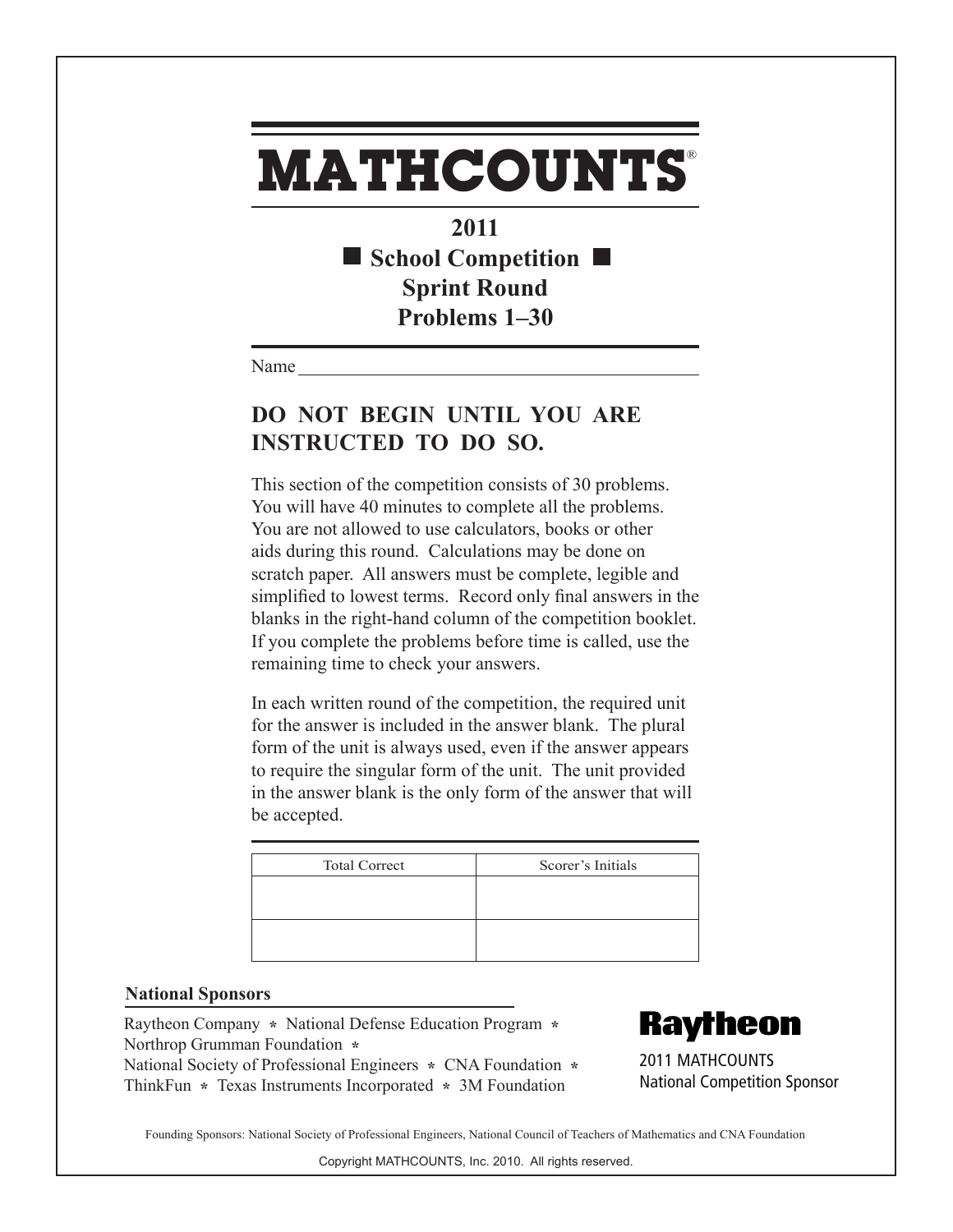# MATHCOUNTS®

## 2011
## ■ School Competition ■
## Sprint Round
## Problems 1–30

Name ___________________________________________

### DO NOT BEGIN UNTIL YOU ARE INSTRUCTED TO DO SO.

This section of the competition consists of 30 problems. You will have 40 minutes to complete all the problems. You are not allowed to use calculators, books or other aids during this round. Calculations may be done on scratch paper. All answers must be complete, legible and simplified to lowest terms. Record only final answers in the blanks in the right-hand column of the competition booklet. If you complete the problems before time is called, use the remaining time to check your answers.

In each written round of the competition, the required unit for the answer is included in the answer blank. The plural form of the unit is always used, even if the answer appears to require the singular form of the unit. The unit provided in the answer blank is the only form of the answer that will be accepted.

| Total Correct | Scorer's Initials |
| --- | --- |
| | |
| | |

**National Sponsors**

Raytheon Company * National Defense Education Program * Northrop Grumman Foundation * National Society of Professional Engineers * CNA Foundation * ThinkFun * Texas Instruments Incorporated * 3M Foundation

**Raytheon**

2011 MATHCOUNTS National Competition Sponsor

Founding Sponsors: National Society of Professional Engineers, National Council of Teachers of Mathematics and CNA Foundation

Copyright MATHCOUNTS, Inc. 2010. All rights reserved.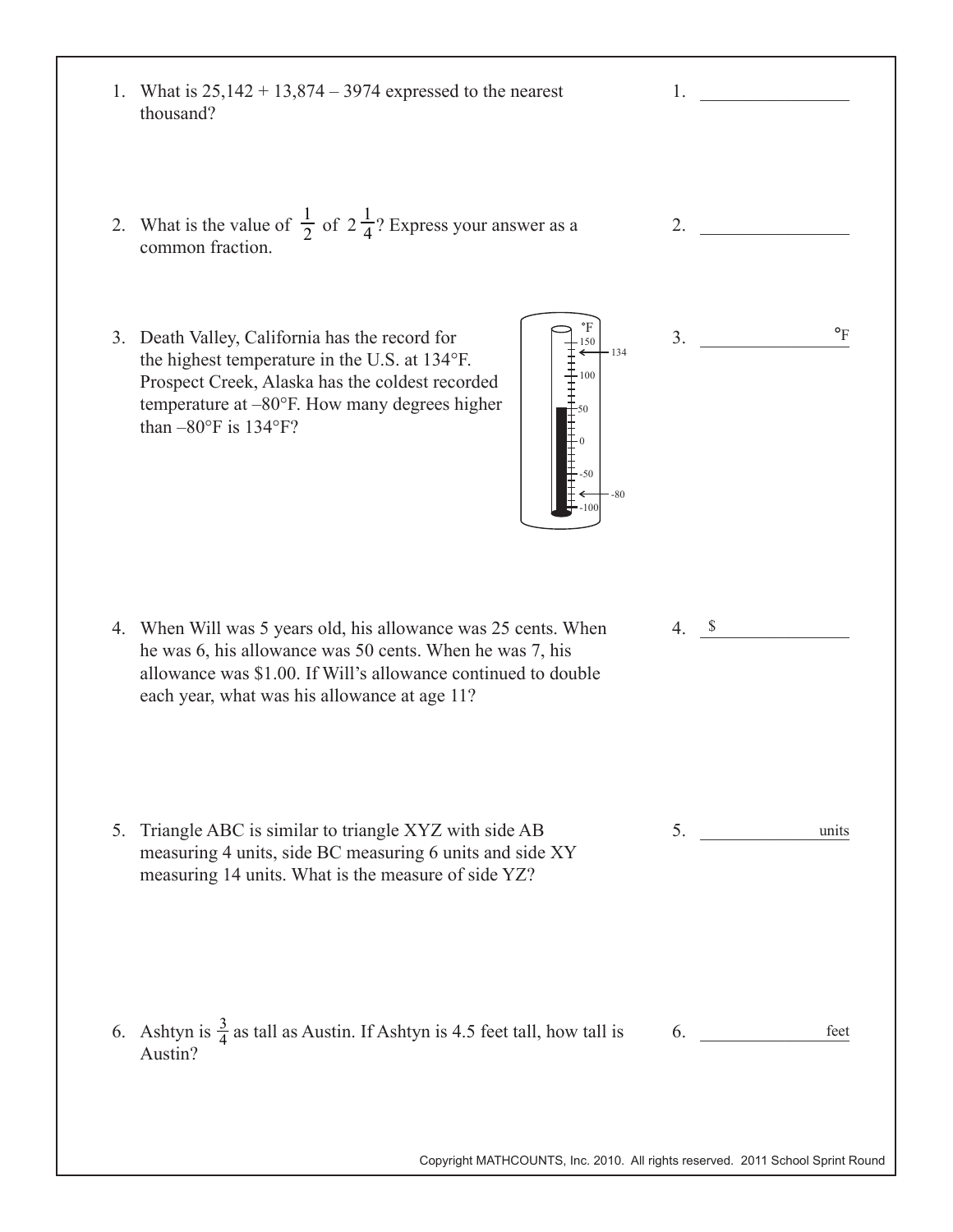1. What is 25,142 + 13,874 – 3974 expressed to the nearest thousand?

   1. ________________

2. What is the value of $\frac{1}{2}$ of $2\frac{1}{4}$? Express your answer as a common fraction.

   2. ________________

3. Death Valley, California has the record for the highest temperature in the U.S. at 134°F. Prospect Creek, Alaska has the coldest recorded temperature at –80°F. How many degrees higher than –80°F is 134°F?

   3. ________________ °F

4. When Will was 5 years old, his allowance was 25 cents. When he was 6, his allowance was 50 cents. When he was 7, his allowance was $1.00. If Will's allowance continued to double each year, what was his allowance at age 11?

   4. $ ________________

5. Triangle ABC is similar to triangle XYZ with side AB measuring 4 units, side BC measuring 6 units and side XY measuring 14 units. What is the measure of side YZ?

   5. ________________ units

6. Ashtyn is $\frac{3}{4}$ as tall as Austin. If Ashtyn is 4.5 feet tall, how tall is Austin?

   6. ________________ feet

Copyright MATHCOUNTS, Inc. 2010. All rights reserved. 2011 School Sprint Round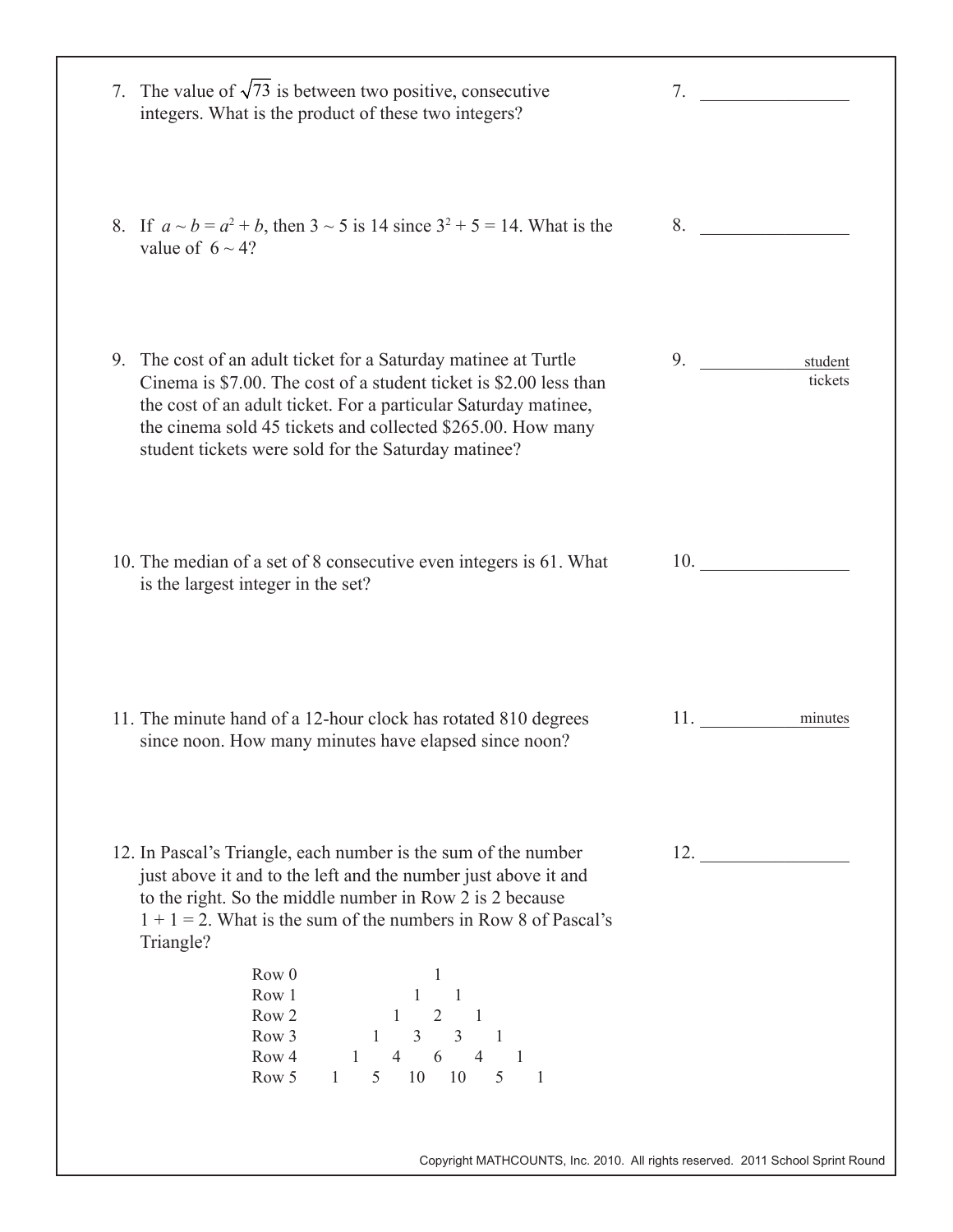7. The value of $\sqrt{73}$ is between two positive, consecutive integers. What is the product of these two integers?

7. ________________

8. If $a \sim b = a^2 + b$, then $3 \sim 5$ is 14 since $3^2 + 5 = 14$. What is the value of $6 \sim 4$?

8. ________________

9. The cost of an adult ticket for a Saturday matinee at Turtle Cinema is \$7.00. The cost of a student ticket is \$2.00 less than the cost of an adult ticket. For a particular Saturday matinee, the cinema sold 45 tickets and collected \$265.00. How many student tickets were sold for the Saturday matinee?

9. ________________ student tickets

10. The median of a set of 8 consecutive even integers is 61. What is the largest integer in the set?

10. ________________

11. The minute hand of a 12-hour clock has rotated 810 degrees since noon. How many minutes have elapsed since noon?

11. ________________ minutes

12. In Pascal's Triangle, each number is the sum of the number just above it and to the left and the number just above it and to the right. So the middle number in Row 2 is 2 because $1 + 1 = 2$. What is the sum of the numbers in Row 8 of Pascal's Triangle?

```
Row 0                 1
Row 1               1   1
Row 2             1   2   1
Row 3           1   3   3   1
Row 4         1   4   6   4   1
Row 5       1   5  10  10   5   1
```

12. ________________

Copyright MATHCOUNTS, Inc. 2010. All rights reserved. 2011 School Sprint Round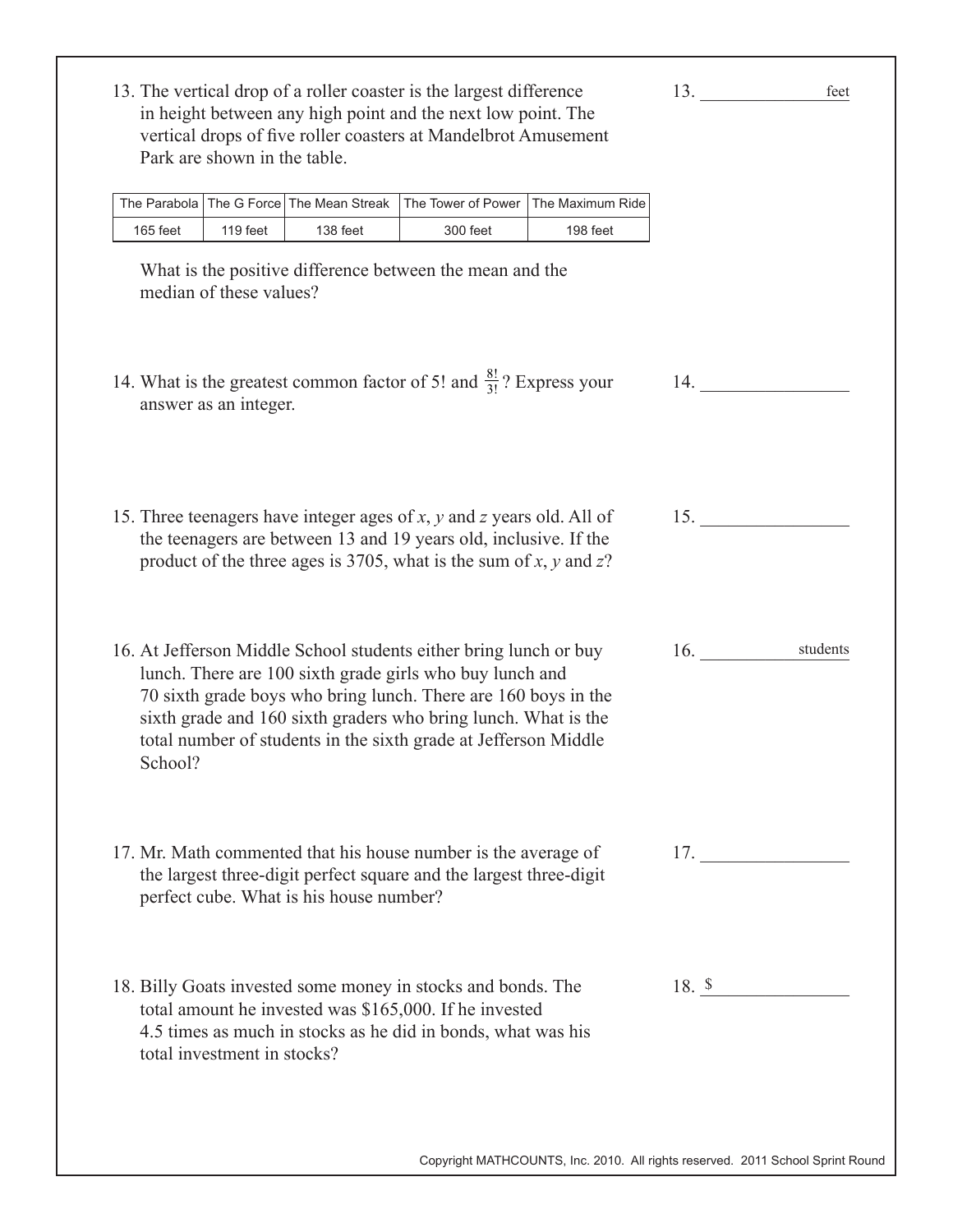13. The vertical drop of a roller coaster is the largest difference in height between any high point and the next low point. The vertical drops of five roller coasters at Mandelbrot Amusement Park are shown in the table.

| The Parabola | The G Force | The Mean Streak | The Tower of Power | The Maximum Ride |
|---|---|---|---|---|
| 165 feet | 119 feet | 138 feet | 300 feet | 198 feet |

What is the positive difference between the mean and the median of these values?

13. ____________ feet

14. What is the greatest common factor of 5! and $\frac{8!}{3!}$? Express your answer as an integer.

14. ____________

15. Three teenagers have integer ages of $x$, $y$ and $z$ years old. All of the teenagers are between 13 and 19 years old, inclusive. If the product of the three ages is 3705, what is the sum of $x$, $y$ and $z$?

15. ____________

16. At Jefferson Middle School students either bring lunch or buy lunch. There are 100 sixth grade girls who buy lunch and 70 sixth grade boys who bring lunch. There are 160 boys in the sixth grade and 160 sixth graders who bring lunch. What is the total number of students in the sixth grade at Jefferson Middle School?

16. ____________ students

17. Mr. Math commented that his house number is the average of the largest three-digit perfect square and the largest three-digit perfect cube. What is his house number?

17. ____________

18. Billy Goats invested some money in stocks and bonds. The total amount he invested was \$165,000. If he invested 4.5 times as much in stocks as he did in bonds, what was his total investment in stocks?

18. \$ ____________

Copyright MATHCOUNTS, Inc. 2010. All rights reserved. 2011 School Sprint Round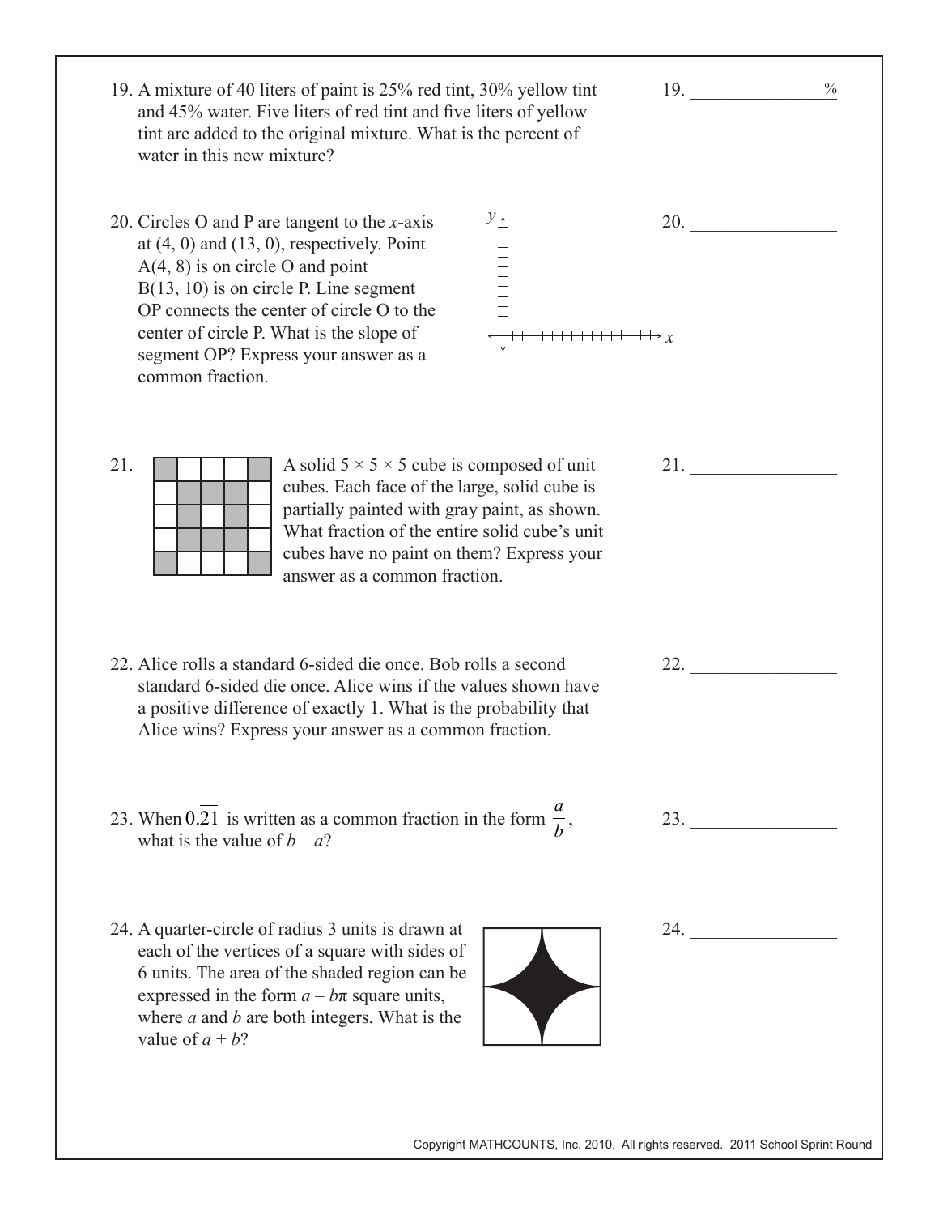19. A mixture of 40 liters of paint is 25% red tint, 30% yellow tint and 45% water. Five liters of red tint and five liters of yellow tint are added to the original mixture. What is the percent of water in this new mixture?

19. ______________ %

20. Circles O and P are tangent to the $x$-axis at (4, 0) and (13, 0), respectively. Point A(4, 8) is on circle O and point B(13, 10) is on circle P. Line segment OP connects the center of circle O to the center of circle P. What is the slope of segment OP? Express your answer as a common fraction.

20. ______________

21. A solid $5 \times 5 \times 5$ cube is composed of unit cubes. Each face of the large, solid cube is partially painted with gray paint, as shown. What fraction of the entire solid cube's unit cubes have no paint on them? Express your answer as a common fraction.

21. ______________

22. Alice rolls a standard 6-sided die once. Bob rolls a second standard 6-sided die once. Alice wins if the values shown have a positive difference of exactly 1. What is the probability that Alice wins? Express your answer as a common fraction.

22. ______________

23. When $0.\overline{21}$ is written as a common fraction in the form $\frac{a}{b}$, what is the value of $b - a$?

23. ______________

24. A quarter-circle of radius 3 units is drawn at each of the vertices of a square with sides of 6 units. The area of the shaded region can be expressed in the form $a - b\pi$ square units, where $a$ and $b$ are both integers. What is the value of $a + b$?

24. ______________

Copyright MATHCOUNTS, Inc. 2010. All rights reserved. 2011 School Sprint Round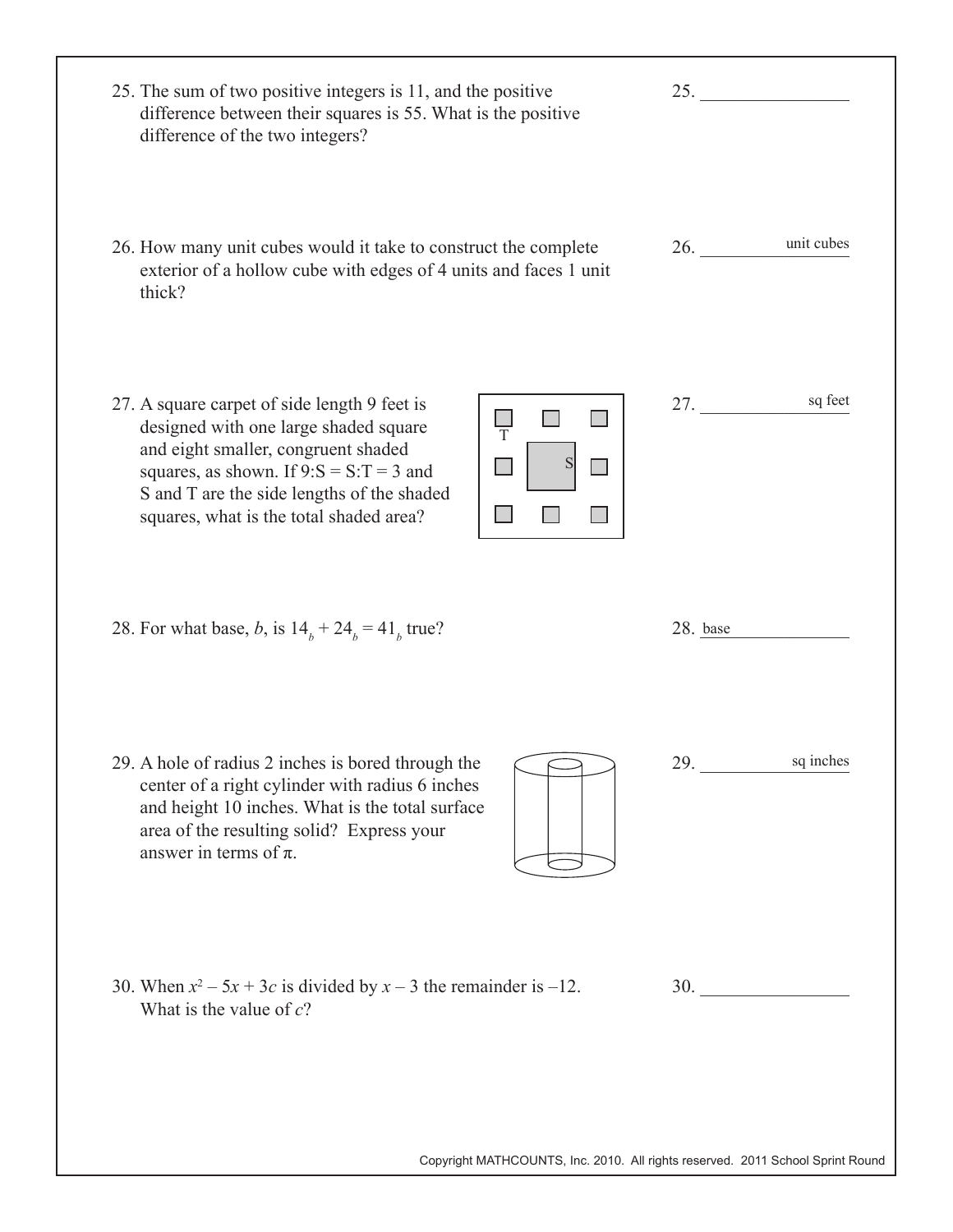25. The sum of two positive integers is 11, and the positive difference between their squares is 55. What is the positive difference of the two integers?

25. ________________

26. How many unit cubes would it take to construct the complete exterior of a hollow cube with edges of 4 units and faces 1 unit thick?

26. ________________ unit cubes

27. A square carpet of side length 9 feet is designed with one large shaded square and eight smaller, congruent shaded squares, as shown. If $9\text{:S} = \text{S:T} = 3$ and S and T are the side lengths of the shaded squares, what is the total shaded area?

T

S

27. ________________ sq feet

28. For what base, $b$, is $14_b + 24_b = 41_b$ true?

28. base ________________

29. A hole of radius 2 inches is bored through the center of a right cylinder with radius 6 inches and height 10 inches. What is the total surface area of the resulting solid? Express your answer in terms of $\pi$.

29. ________________ sq inches

30. When $x^2 - 5x + 3c$ is divided by $x - 3$ the remainder is $-12$. What is the value of $c$?

30. ________________

Copyright MATHCOUNTS, Inc. 2010. All rights reserved. 2011 School Sprint Round